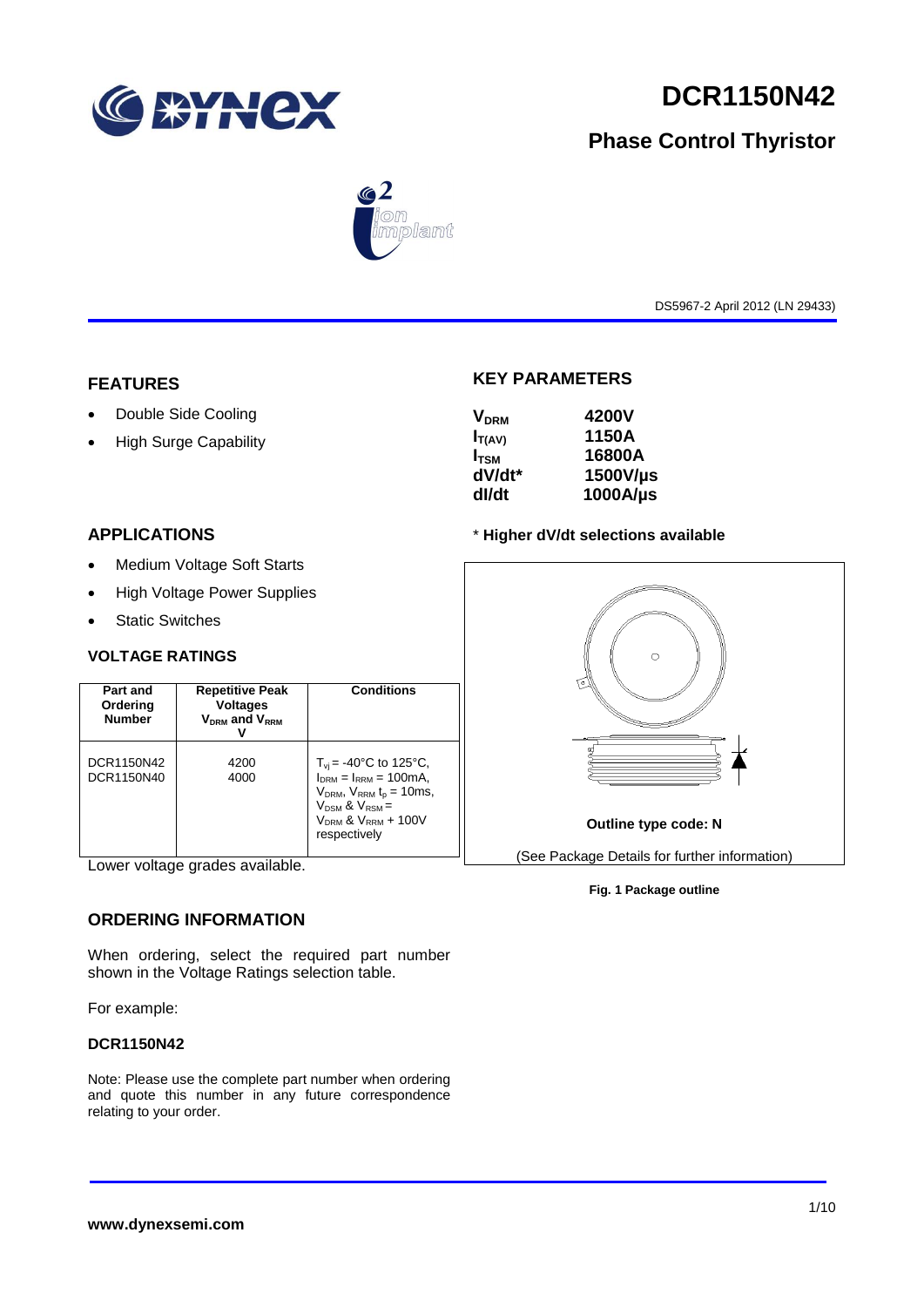# DCR1150N42

## Phase Control Thyristor

DS5967-2 April 2012 (LN 29433)

## FEATURES

- Double Side Cooling
- High Surge Capability

## APPLICATIONS

- Medium Voltage Soft Starts
- High Voltage Power Supplies
- Static Switches

## KEY PARAMETERS

| | |
|---|---|
| $V_{DRM}$ | **4200V** |
| $I_{T(AV)}$ | **1150A** |
| $I_{TSM}$ | **16800A** |
| dV/dt* | **1500V/µs** |
| dI/dt | **1000A/µs** |

\* **Higher dV/dt selections available**

## VOLTAGE RATINGS

| Part and Ordering Number | Repetitive Peak Voltages $V_{DRM}$ and $V_{RRM}$ V | Conditions |
|---|---|---|
| DCR1150N42<br>DCR1150N40 | 4200<br>4000 | $T_{vj}$ = -40°C to 125°C, $I_{DRM}$ = $I_{RRM}$ = 100mA, $V_{DRM}$, $V_{RRM}$ $t_p$ = 10ms, $V_{DSM}$ & $V_{RSM}$ = $V_{DRM}$ & $V_{RRM}$ + 100V respectively |

Lower voltage grades available.

**Outline type code: N**

(See Package Details for further information)

**Fig. 1 Package outline**

## ORDERING INFORMATION

When ordering, select the required part number shown in the Voltage Ratings selection table.

For example:

**DCR1150N42**

Note: Please use the complete part number when ordering and quote this number in any future correspondence relating to your order.

**www.dynexsemi.com**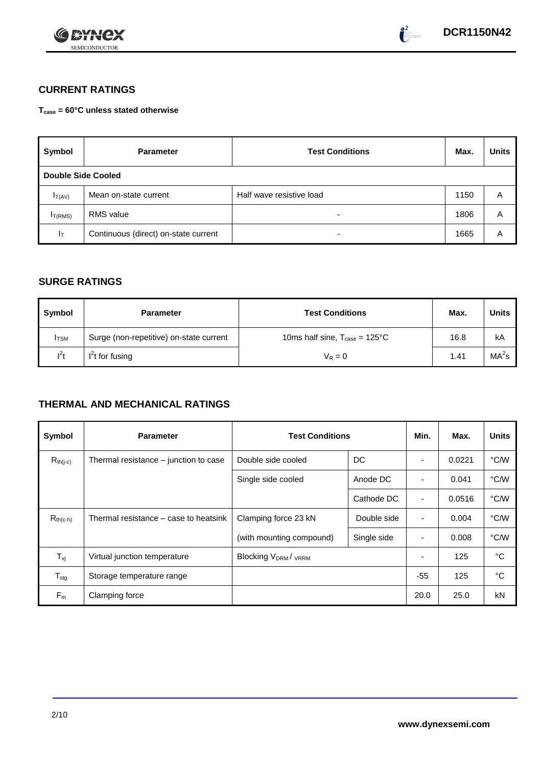## CURRENT RATINGS

**$T_{case}$ = 60°C unless stated otherwise**

| Symbol | Parameter | Test Conditions | Max. | Units |
|---|---|---|---|---|
| **Double Side Cooled** | | | | |
| $I_{T(AV)}$ | Mean on-state current | Half wave resistive load | 1150 | A |
| $I_{T(RMS)}$ | RMS value | - | 1806 | A |
| $I_T$ | Continuous (direct) on-state current | - | 1665 | A |

## SURGE RATINGS

| Symbol | Parameter | Test Conditions | Max. | Units |
|---|---|---|---|---|
| $I_{TSM}$ | Surge (non-repetitive) on-state current | 10ms half sine, $T_{case}$ = 125°C | 16.8 | kA |
| $I^2t$ | $I^2t$ for fusing | $V_R = 0$ | 1.41 | $MA^2s$ |

## THERMAL AND MECHANICAL RATINGS

| Symbol | Parameter | Test Conditions | | Min. | Max. | Units |
|---|---|---|---|---|---|---|
| $R_{th(j-c)}$ | Thermal resistance – junction to case | Double side cooled | DC | - | 0.0221 | °C/W |
| | | Single side cooled | Anode DC | - | 0.041 | °C/W |
| | | | Cathode DC | - | 0.0516 | °C/W |
| $R_{th(c-h)}$ | Thermal resistance – case to heatsink | Clamping force 23 kN | Double side | - | 0.004 | °C/W |
| | | (with mounting compound) | Single side | - | 0.008 | °C/W |
| $T_{vj}$ | Virtual junction temperature | Blocking $V_{DRM}$ / $V_{RRM}$ | | - | 125 | °C |
| $T_{stg}$ | Storage temperature range | | | -55 | 125 | °C |
| $F_m$ | Clamping force | | | 20.0 | 25.0 | kN |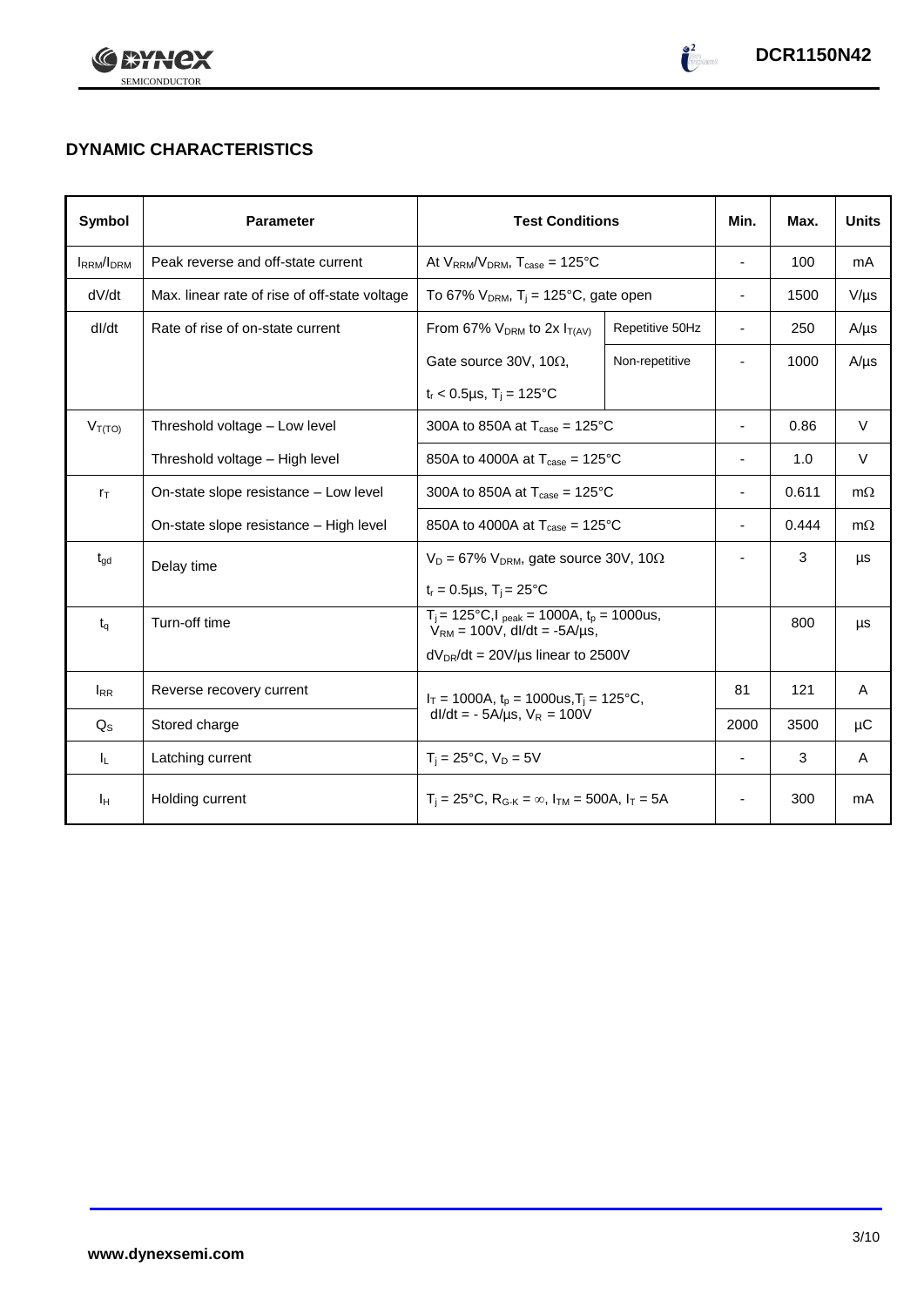## DYNAMIC CHARACTERISTICS

| Symbol | Parameter | Test Conditions | | Min. | Max. | Units |
|---|---|---|---|---|---|---|
| $I_{RRM}/I_{DRM}$ | Peak reverse and off-state current | At $V_{RRM}/V_{DRM}$, $T_{case}$ = 125°C | | - | 100 | mA |
| dV/dt | Max. linear rate of rise of off-state voltage | To 67% $V_{DRM}$, $T_j$ = 125°C, gate open | | - | 1500 | V/µs |
| dI/dt | Rate of rise of on-state current | From 67% $V_{DRM}$ to 2x $I_{T(AV)}$ | Repetitive 50Hz | - | 250 | A/µs |
| | | Gate source 30V, 10Ω, | Non-repetitive | - | 1000 | A/µs |
| | | $t_r$ < 0.5µs, $T_j$ = 125°C | | | | |
| $V_{T(TO)}$ | Threshold voltage – Low level | 300A to 850A at $T_{case}$ = 125°C | | - | 0.86 | V |
| | Threshold voltage – High level | 850A to 4000A at $T_{case}$ = 125°C | | - | 1.0 | V |
| $r_T$ | On-state slope resistance – Low level | 300A to 850A at $T_{case}$ = 125°C | | - | 0.611 | mΩ |
| | On-state slope resistance – High level | 850A to 4000A at $T_{case}$ = 125°C | | - | 0.444 | mΩ |
| $t_{gd}$ | Delay time | $V_D$ = 67% $V_{DRM}$, gate source 30V, 10Ω | | - | 3 | µs |
| | | $t_r$ = 0.5µs, $T_j$ = 25°C | | | | |
| $t_q$ | Turn-off time | $T_j$ = 125°C, $I_{peak}$ = 1000A, $t_p$ = 1000us, $V_{RM}$ = 100V, dI/dt = -5A/µs, | | | 800 | µs |
| | | $dV_{DR}/dt$ = 20V/µs linear to 2500V | | | | |
| $I_{RR}$ | Reverse recovery current | $I_T$ = 1000A, $t_p$ = 1000us, $T_j$ = 125°C, dI/dt = - 5A/µs, $V_R$ = 100V | | 81 | 121 | A |
| $Q_S$ | Stored charge | | | 2000 | 3500 | µC |
| $I_L$ | Latching current | $T_j$ = 25°C, $V_D$ = 5V | | - | 3 | A |
| $I_H$ | Holding current | $T_j$ = 25°C, $R_{G-K}$ = ∞, $I_{TM}$ = 500A, $I_T$ = 5A | | - | 300 | mA |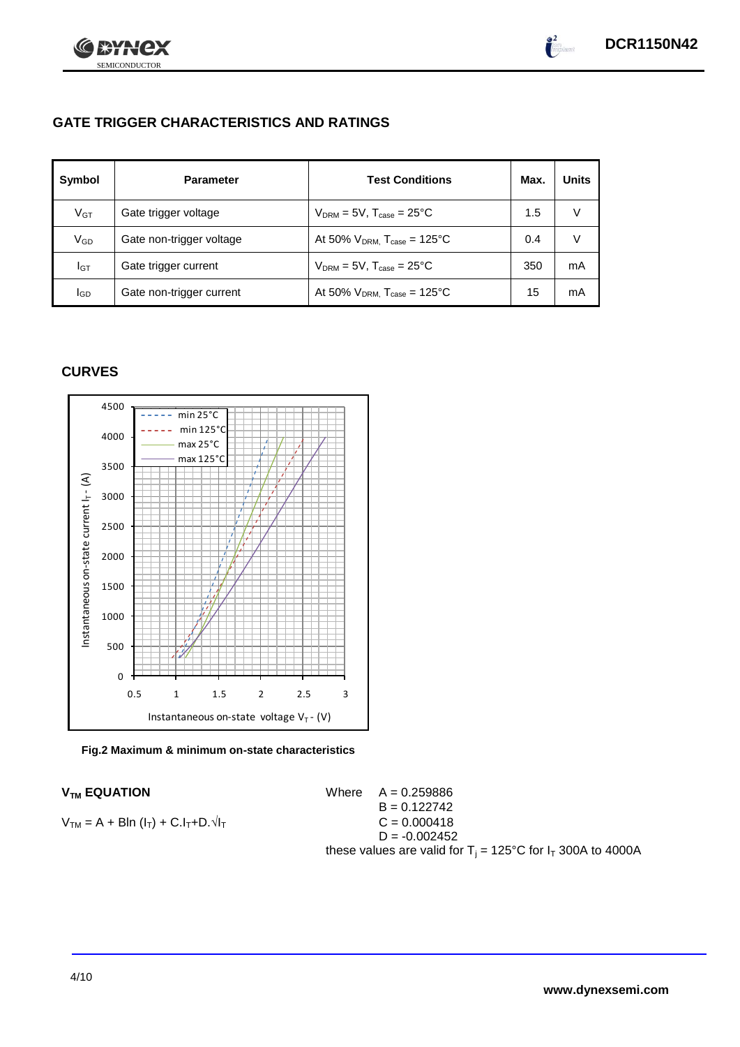## GATE TRIGGER CHARACTERISTICS AND RATINGS

| Symbol | Parameter | Test Conditions | Max. | Units |
|---|---|---|---|---|
| $V_{GT}$ | Gate trigger voltage | $V_{DRM}$ = 5V, $T_{case}$ = 25°C | 1.5 | V |
| $V_{GD}$ | Gate non-trigger voltage | At 50% $V_{DRM}$, $T_{case}$ = 125°C | 0.4 | V |
| $I_{GT}$ | Gate trigger current | $V_{DRM}$ = 5V, $T_{case}$ = 25°C | 350 | mA |
| $I_{GD}$ | Gate non-trigger current | At 50% $V_{DRM}$, $T_{case}$ = 125°C | 15 | mA |

## CURVES

**Fig.2 Maximum & minimum on-state characteristics**

### $V_{TM}$ EQUATION

$$V_{TM} = A + B\ln(I_T) + C.I_T + D.\sqrt{I_T}$$

Where
$A = 0.259886$
$B = 0.122742$
$C = 0.000418$
$D = -0.002452$

these values are valid for $T_j$ = 125°C for $I_T$ 300A to 4000A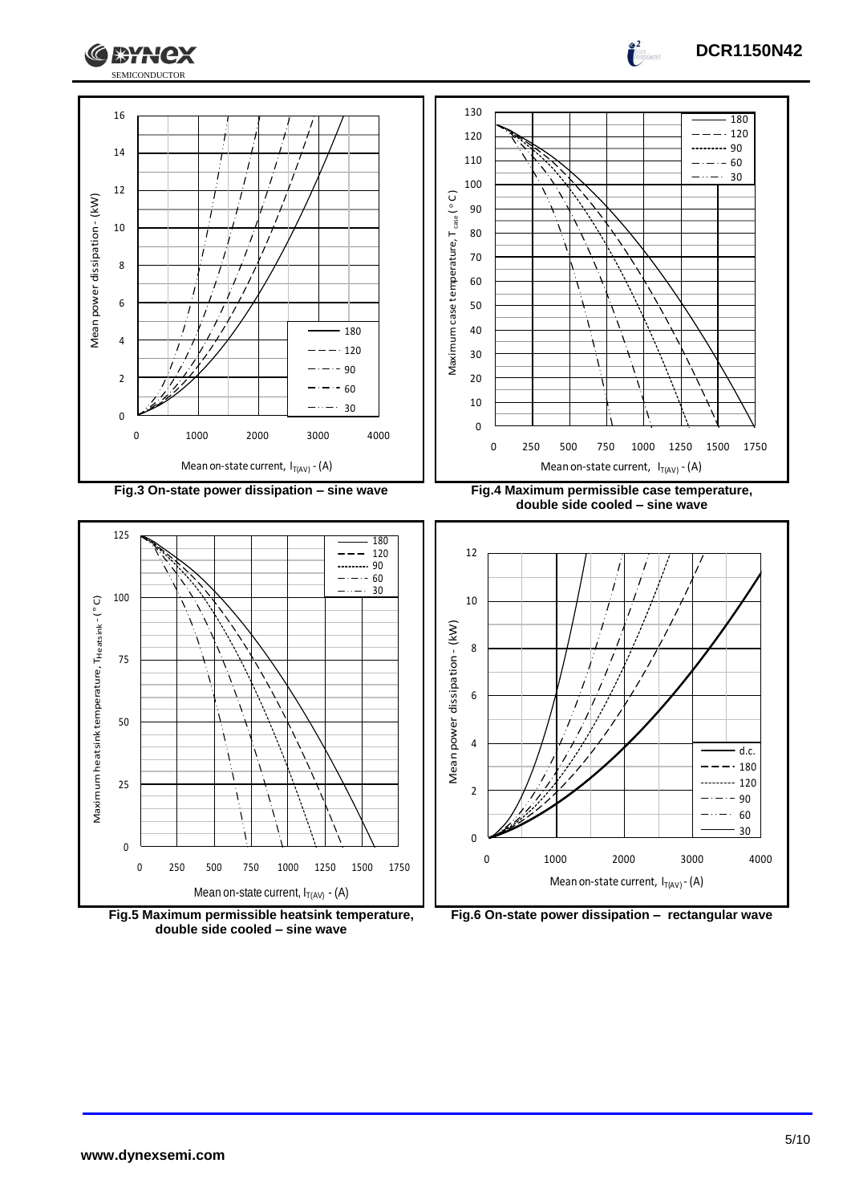Fig.3 On-state power dissipation – sine wave

Fig.4 Maximum permissible case temperature, double side cooled – sine wave

Fig.5 Maximum permissible heatsink temperature, double side cooled – sine wave

Fig.6 On-state power dissipation – rectangular wave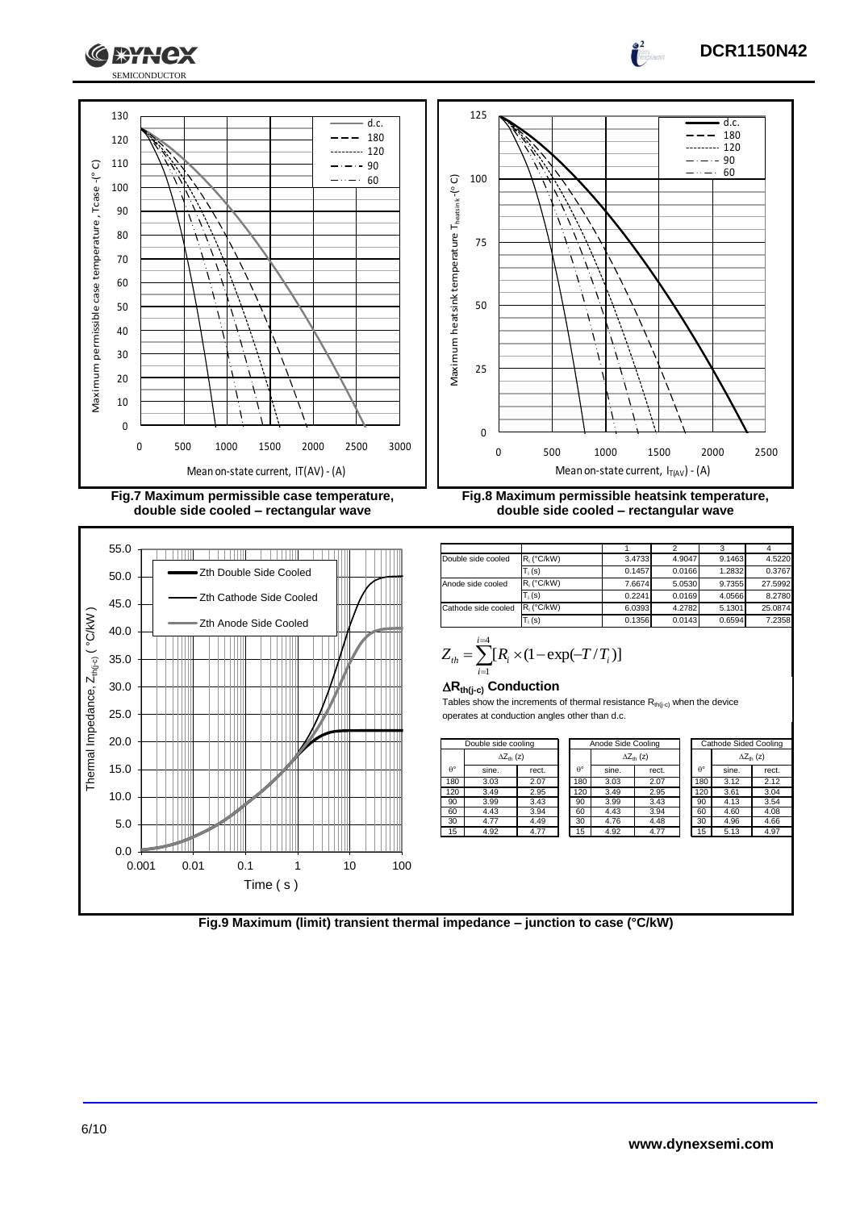Fig.7 Maximum permissible case temperature, double side cooled – rectangular wave

Fig.8 Maximum permissible heatsink temperature, double side cooled – rectangular wave

|  |  | 1 | 2 | 3 | 4 |
|---|---|---|---|---|---|
| Double side cooled | $R_i$ (°C/kW) | 3.4733 | 4.9047 | 9.1463 | 4.5220 |
|  | $T_i$ (s) | 0.1457 | 0.0166 | 1.2832 | 0.3767 |
| Anode side cooled | $R_i$ (°C/kW) | 7.6674 | 5.0530 | 9.7355 | 27.5992 |
|  | $T_i$ (s) | 0.2241 | 0.0169 | 4.0566 | 8.2780 |
| Cathode side cooled | $R_i$ (°C/kW) | 6.0393 | 4.2782 | 5.1301 | 25.0874 |
|  | $T_i$ (s) | 0.1356 | 0.0143 | 0.6594 | 7.2358 |

$$Z_{th} = \sum_{i=1}^{i=4} [R_i \times (1 - \exp(-T/T_i)]$$

**$\Delta R_{th(j-c)}$ Conduction**

Tables show the increments of thermal resistance $R_{th(j-c)}$ when the device operates at conduction angles other than d.c.

| Double side cooling | | |
|---|---|---|
| | $\Delta Z_{th}$ (z) | |
| θ° | sine. | rect. |
| 180 | 3.03 | 2.07 |
| 120 | 3.49 | 2.95 |
| 90 | 3.99 | 3.43 |
| 60 | 4.43 | 3.94 |
| 30 | 4.77 | 4.49 |
| 15 | 4.92 | 4.77 |

| Anode Side Cooling | | |
|---|---|---|
| | $\Delta Z_{th}$ (z) | |
| θ° | sine. | rect. |
| 180 | 3.03 | 2.07 |
| 120 | 3.49 | 2.95 |
| 90 | 3.99 | 3.43 |
| 60 | 4.43 | 3.94 |
| 30 | 4.76 | 4.48 |
| 15 | 4.92 | 4.77 |

| Cathode Sided Cooling | | |
|---|---|---|
| | $\Delta Z_{th}$ (z) | |
| θ° | sine. | rect. |
| 180 | 3.12 | 2.12 |
| 120 | 3.61 | 3.04 |
| 90 | 4.13 | 3.54 |
| 60 | 4.60 | 4.08 |
| 30 | 4.96 | 4.66 |
| 15 | 5.13 | 4.97 |

Fig.9 Maximum (limit) transient thermal impedance – junction to case (°C/kW)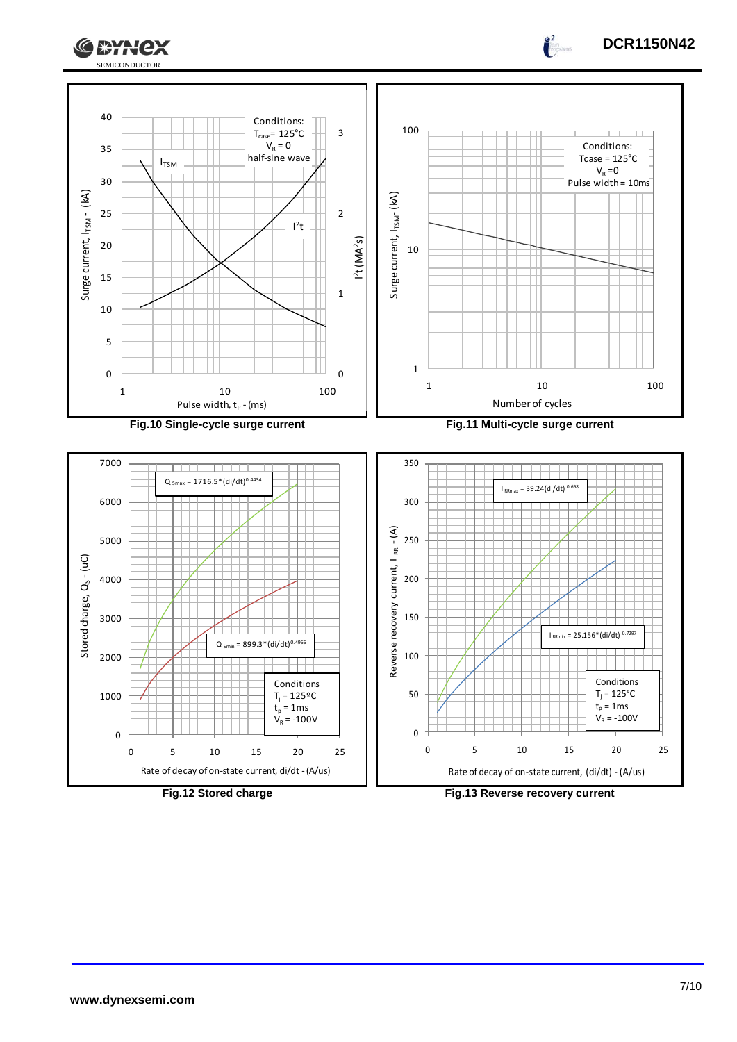Conditions: $T_{case}$ = 125°C, $V_R$ = 0, half-sine wave

Fig.10 Single-cycle surge current

Conditions: Tcase = 125°C, $V_R$ = 0, Pulse width = 10ms

Fig.11 Multi-cycle surge current

$Q_{Smax} = 1716.5*(di/dt)^{0.4434}$

$Q_{Smin} = 899.3*(di/dt)^{0.4966}$

Conditions: $T_j$ = 125ºC, $t_p$ = 1ms, $V_R$ = -100V

Fig.12 Stored charge

$I_{RRmax} = 39.24(di/dt)^{0.698}$

$I_{RRmin} = 25.156*(di/dt)^{0.7297}$

Conditions: $T_j$ = 125°C, $t_p$ = 1ms, $V_R$ = -100V

Fig.13 Reverse recovery current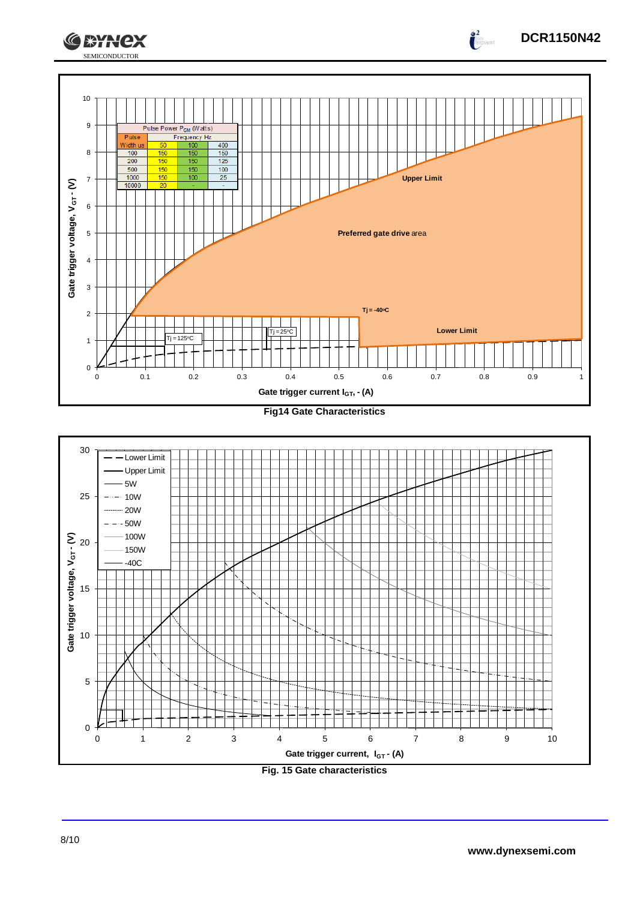| Pulse Width us | Pulse Power $P_{GM}$ (Watts) | | |
| --- | --- | --- | --- |
| | Frequency Hz | | |
| | 50 | 100 | 400 |
| 100 | 150 | 150 | 150 |
| 200 | 150 | 150 | 125 |
| 500 | 150 | 150 | 100 |
| 1000 | 150 | 100 | 25 |
| 10000 | 20 | - | - |

Fig14 Gate Characteristics

Fig. 15 Gate characteristics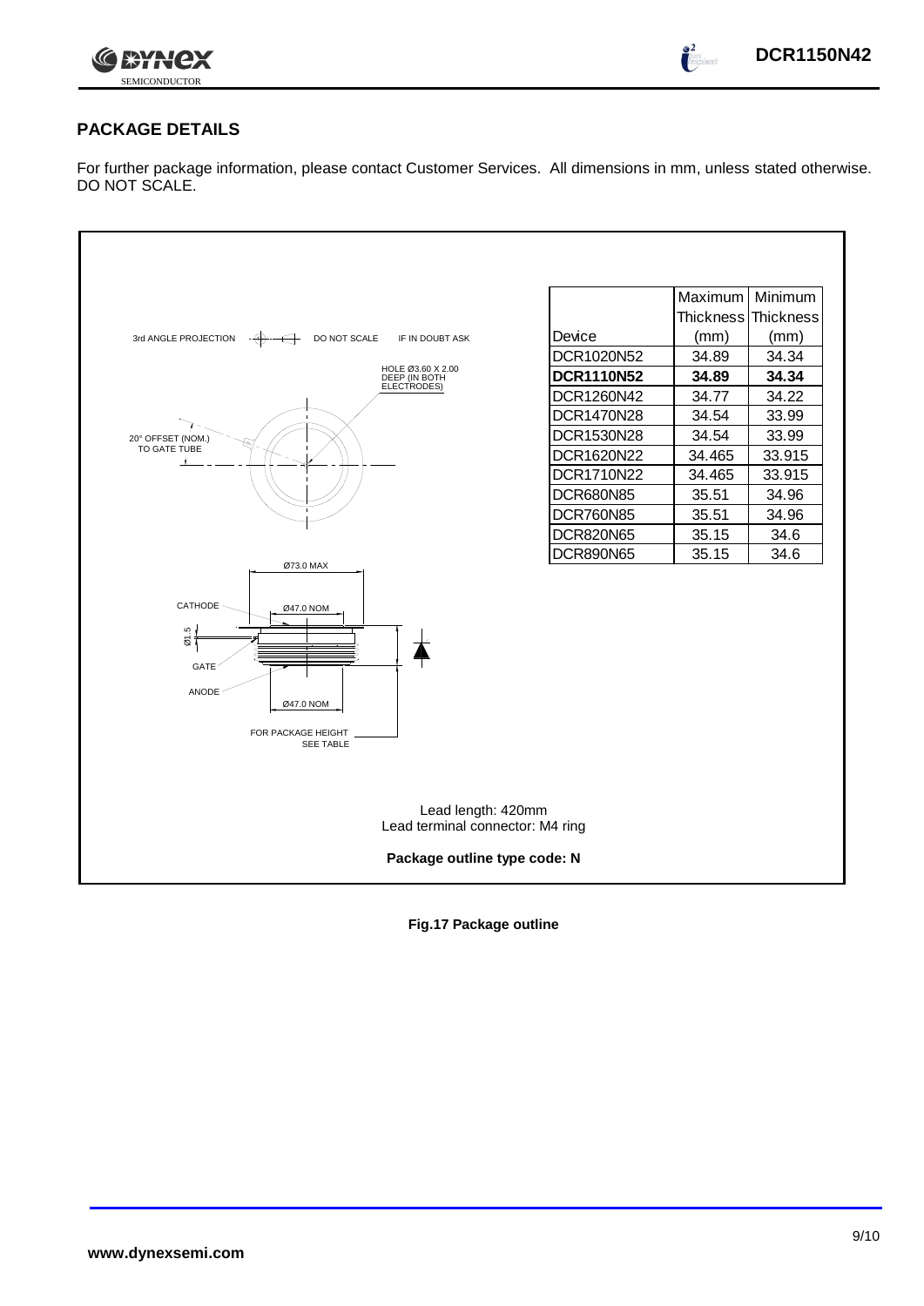## PACKAGE DETAILS

For further package information, please contact Customer Services. All dimensions in mm, unless stated otherwise. DO NOT SCALE.

3rd ANGLE PROJECTION DO NOT SCALE IF IN DOUBT ASK

HOLE Ø3.60 X 2.00 DEEP (IN BOTH ELECTRODES)

20° OFFSET (NOM.) TO GATE TUBE

Ø73.0 MAX

CATHODE Ø47.0 NOM

Ø1.5

GATE

ANODE Ø47.0 NOM

FOR PACKAGE HEIGHT SEE TABLE

| Device | Maximum Thickness (mm) | Minimum Thickness (mm) |
|---|---|---|
| DCR1020N52 | 34.89 | 34.34 |
| **DCR1110N52** | **34.89** | **34.34** |
| DCR1260N42 | 34.77 | 34.22 |
| DCR1470N28 | 34.54 | 33.99 |
| DCR1530N28 | 34.54 | 33.99 |
| DCR1620N22 | 34.465 | 33.915 |
| DCR1710N22 | 34.465 | 33.915 |
| DCR680N85 | 35.51 | 34.96 |
| DCR760N85 | 35.51 | 34.96 |
| DCR820N65 | 35.15 | 34.6 |
| DCR890N65 | 35.15 | 34.6 |

Lead length: 420mm
Lead terminal connector: M4 ring

**Package outline type code: N**

**Fig.17 Package outline**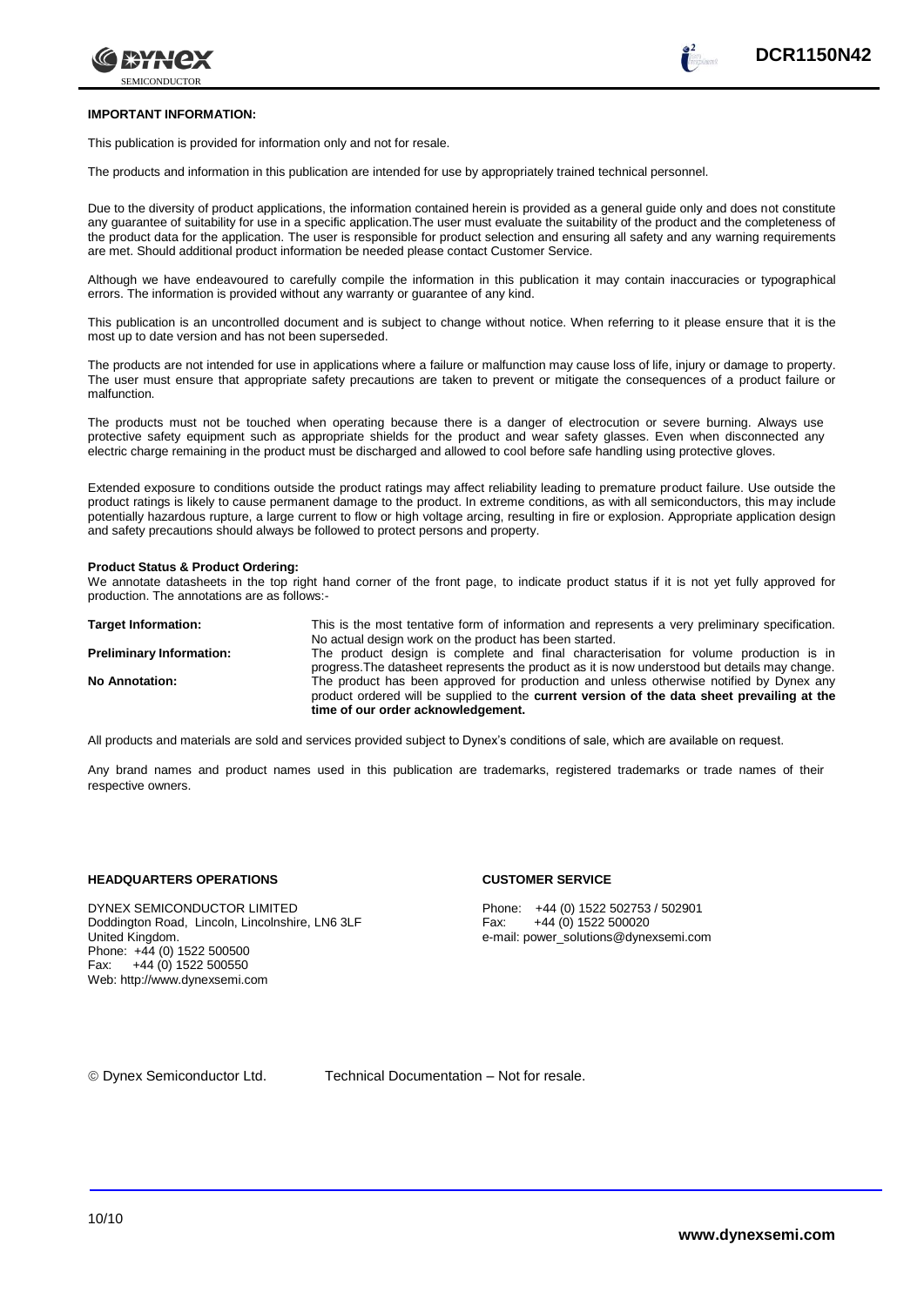**IMPORTANT INFORMATION:**

This publication is provided for information only and not for resale.

The products and information in this publication are intended for use by appropriately trained technical personnel.

Due to the diversity of product applications, the information contained herein is provided as a general guide only and does not constitute any guarantee of suitability for use in a specific application.The user must evaluate the suitability of the product and the completeness of the product data for the application. The user is responsible for product selection and ensuring all safety and any warning requirements are met. Should additional product information be needed please contact Customer Service.

Although we have endeavoured to carefully compile the information in this publication it may contain inaccuracies or typographical errors. The information is provided without any warranty or guarantee of any kind.

This publication is an uncontrolled document and is subject to change without notice. When referring to it please ensure that it is the most up to date version and has not been superseded.

The products are not intended for use in applications where a failure or malfunction may cause loss of life, injury or damage to property. The user must ensure that appropriate safety precautions are taken to prevent or mitigate the consequences of a product failure or malfunction.

The products must not be touched when operating because there is a danger of electrocution or severe burning. Always use protective safety equipment such as appropriate shields for the product and wear safety glasses. Even when disconnected any electric charge remaining in the product must be discharged and allowed to cool before safe handling using protective gloves.

Extended exposure to conditions outside the product ratings may affect reliability leading to premature product failure. Use outside the product ratings is likely to cause permanent damage to the product. In extreme conditions, as with all semiconductors, this may include potentially hazardous rupture, a large current to flow or high voltage arcing, resulting in fire or explosion. Appropriate application design and safety precautions should always be followed to protect persons and property.

**Product Status & Product Ordering:**
We annotate datasheets in the top right hand corner of the front page, to indicate product status if it is not yet fully approved for production. The annotations are as follows:-

| | |
|---|---|
| **Target Information:** | This is the most tentative form of information and represents a very preliminary specification. No actual design work on the product has been started. |
| **Preliminary Information:** | The product design is complete and final characterisation for volume production is in progress.The datasheet represents the product as it is now understood but details may change. |
| **No Annotation:** | The product has been approved for production and unless otherwise notified by Dynex any product ordered will be supplied to the **current version of the data sheet prevailing at the time of our order acknowledgement.** |

All products and materials are sold and services provided subject to Dynex's conditions of sale, which are available on request.

Any brand names and product names used in this publication are trademarks, registered trademarks or trade names of their respective owners.

**HEADQUARTERS OPERATIONS**

DYNEX SEMICONDUCTOR LIMITED
Doddington Road, Lincoln, Lincolnshire, LN6 3LF
United Kingdom.
Phone: +44 (0) 1522 500500
Fax: +44 (0) 1522 500550
Web: http://www.dynexsemi.com

**CUSTOMER SERVICE**

Phone: +44 (0) 1522 502753 / 502901
Fax: +44 (0) 1522 500020
e-mail: power_solutions@dynexsemi.com

© Dynex Semiconductor Ltd. Technical Documentation – Not for resale.